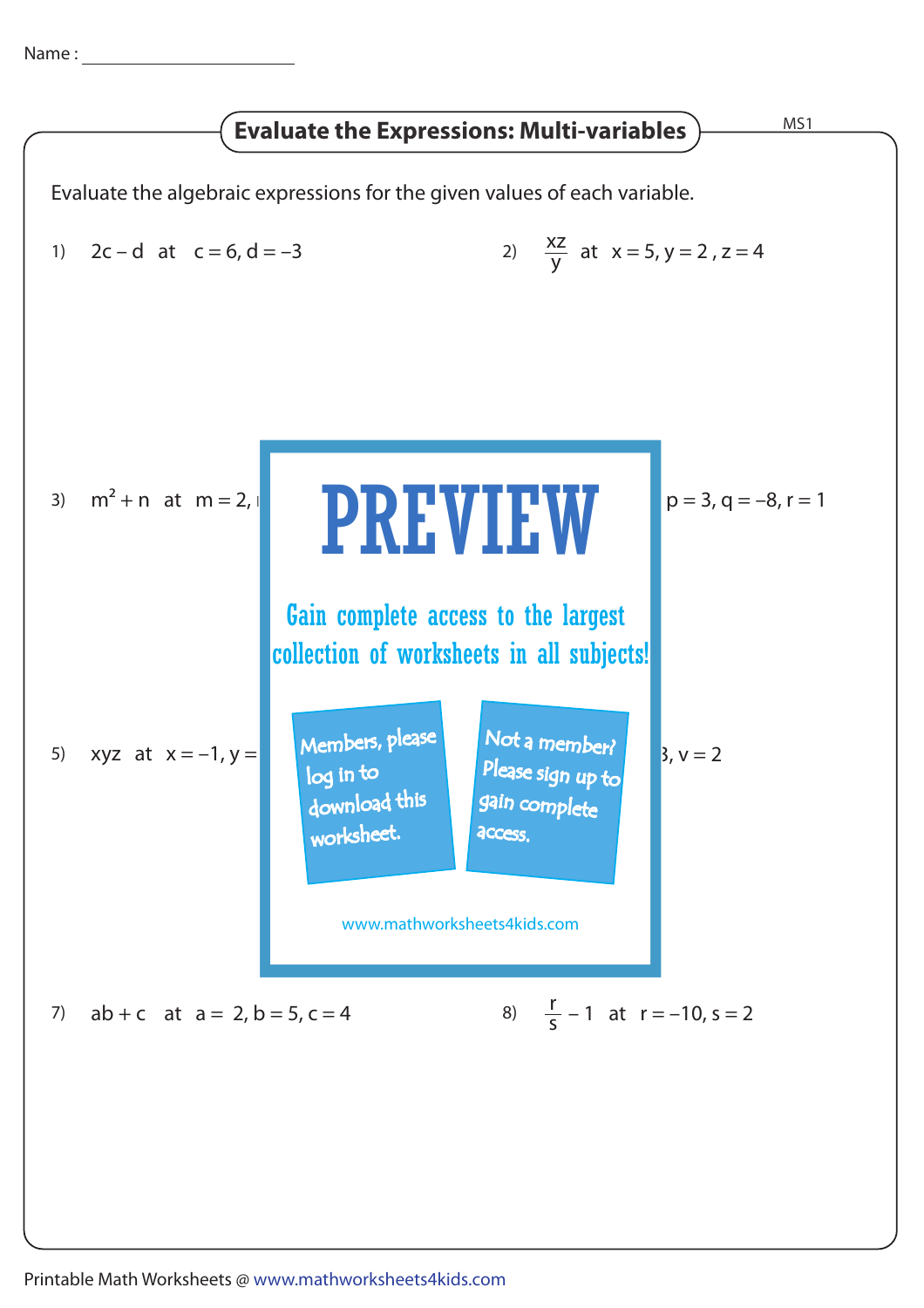Name : ______________________

## Evaluate the Expressions: Multi-variables

MS1

Evaluate the algebraic expressions for the given values of each variable.

1) $2c - d$ at $c = 6, d = -3$

2) $\frac{xz}{y}$ at $x = 5, y = 2, z = 4$

3) $m^2 + n$ at $m = 2,$ ...

... $p = 3, q = -8, r = 1$

# PREVIEW

Gain complete access to the largest collection of worksheets in all subjects!

Members, please log in to download this worksheet.

Not a member? Please sign up to gain complete access.

www.mathworksheets4kids.com

5) $xyz$ at $x = -1, y =$ ...

... $3, v = 2$

7) $ab + c$ at $a = 2, b = 5, c = 4$

8) $\frac{r}{s} - 1$ at $r = -10, s = 2$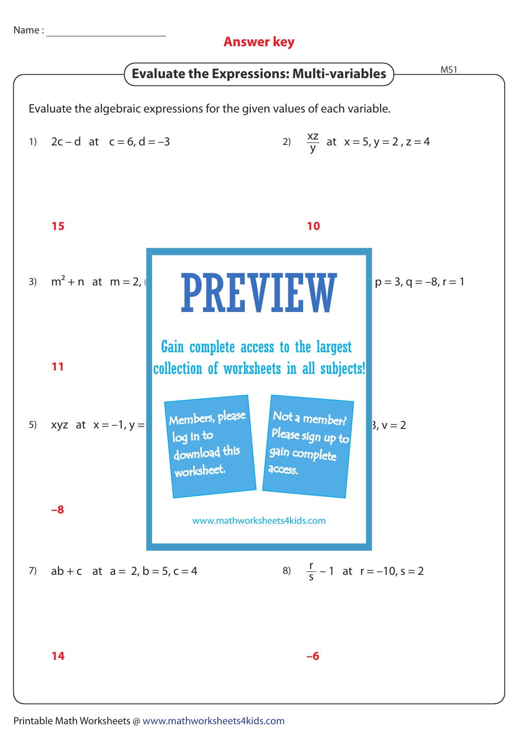Name : ____________________

**Answer key**

## Evaluate the Expressions: Multi-variables

MS1

Evaluate the algebraic expressions for the given values of each variable.

1) $2c - d$ at $c = 6, d = -3$

**15**

2) $\frac{xz}{y}$ at $x = 5, y = 2, z = 4$

**10**

3) $m^2 + n$ at $m = 2,$

**11**

$p = 3, q = -8, r = 1$

5) $xyz$ at $x = -1, y =$

**−8**

$3, v = 2$

PREVIEW

Gain complete access to the largest collection of worksheets in all subjects!

Members, please log in to download this worksheet.

Not a member? Please sign up to gain complete access.

www.mathworksheets4kids.com

7) $ab + c$ at $a = 2, b = 5, c = 4$

**14**

8) $\frac{r}{s} - 1$ at $r = -10, s = 2$

**−6**

Printable Math Worksheets @ www.mathworksheets4kids.com